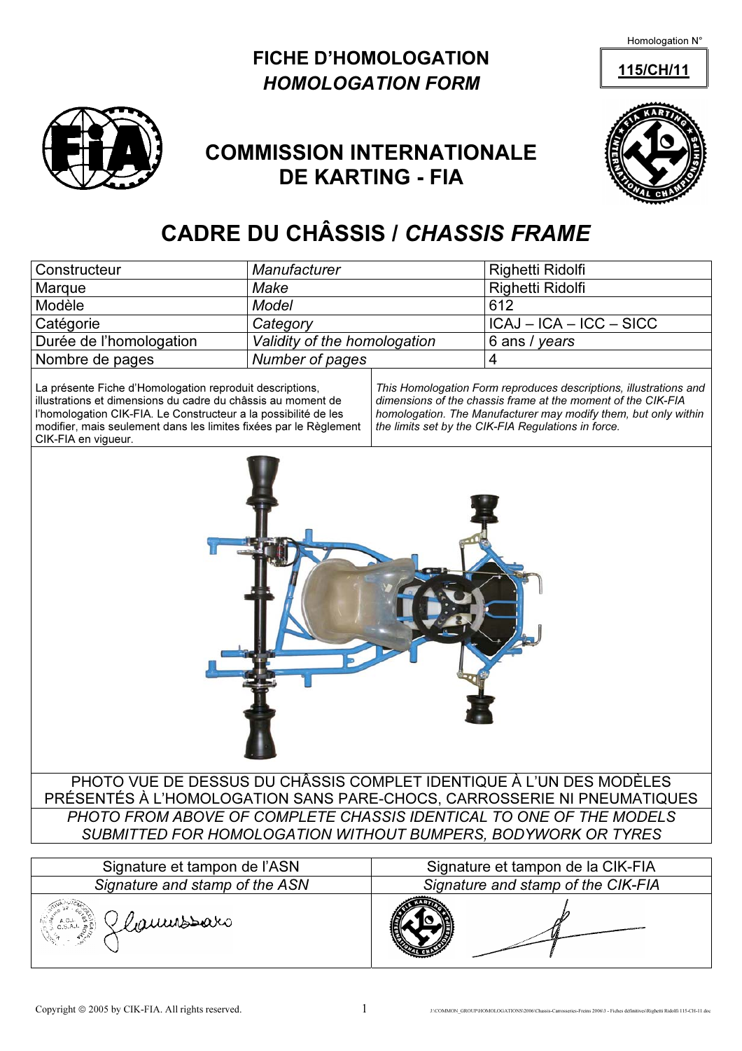Homologation N°

**115/CH/11**

# FICHE D'HOMOLOGATION
## *HOMOLOGATION FORM*

## COMMISSION INTERNATIONALE DE KARTING - FIA

# CADRE DU CHÂSSIS / *CHASSIS FRAME*

| | | |
|---|---|---|
| Constructeur | *Manufacturer* | Righetti Ridolfi |
| Marque | *Make* | Righetti Ridolfi |
| Modèle | *Model* | 612 |
| Catégorie | *Category* | ICAJ – ICA – ICC – SICC |
| Durée de l'homologation | *Validity of the homologation* | 6 ans / *years* |
| Nombre de pages | *Number of pages* | 4 |

La présente Fiche d'Homologation reproduit descriptions, illustrations et dimensions du cadre du châssis au moment de l'homologation CIK-FIA. Le Constructeur a la possibilité de les modifier, mais seulement dans les limites fixées par le Règlement CIK-FIA en vigueur.

*This Homologation Form reproduces descriptions, illustrations and dimensions of the chassis frame at the moment of the CIK-FIA homologation. The Manufacturer may modify them, but only within the limits set by the CIK-FIA Regulations in force.*

PHOTO VUE DE DESSUS DU CHÂSSIS COMPLET IDENTIQUE À L'UN DES MODÈLES PRÉSENTÉS À L'HOMOLOGATION SANS PARE-CHOCS, CARROSSERIE NI PNEUMATIQUES

*PHOTO FROM ABOVE OF COMPLETE CHASSIS IDENTICAL TO ONE OF THE MODELS SUBMITTED FOR HOMOLOGATION WITHOUT BUMPERS, BODYWORK OR TYRES*

| Signature et tampon de l'ASN | Signature et tampon de la CIK-FIA |
|---|---|
| *Signature and stamp of the ASN* | *Signature and stamp of the CIK-FIA* |
| | |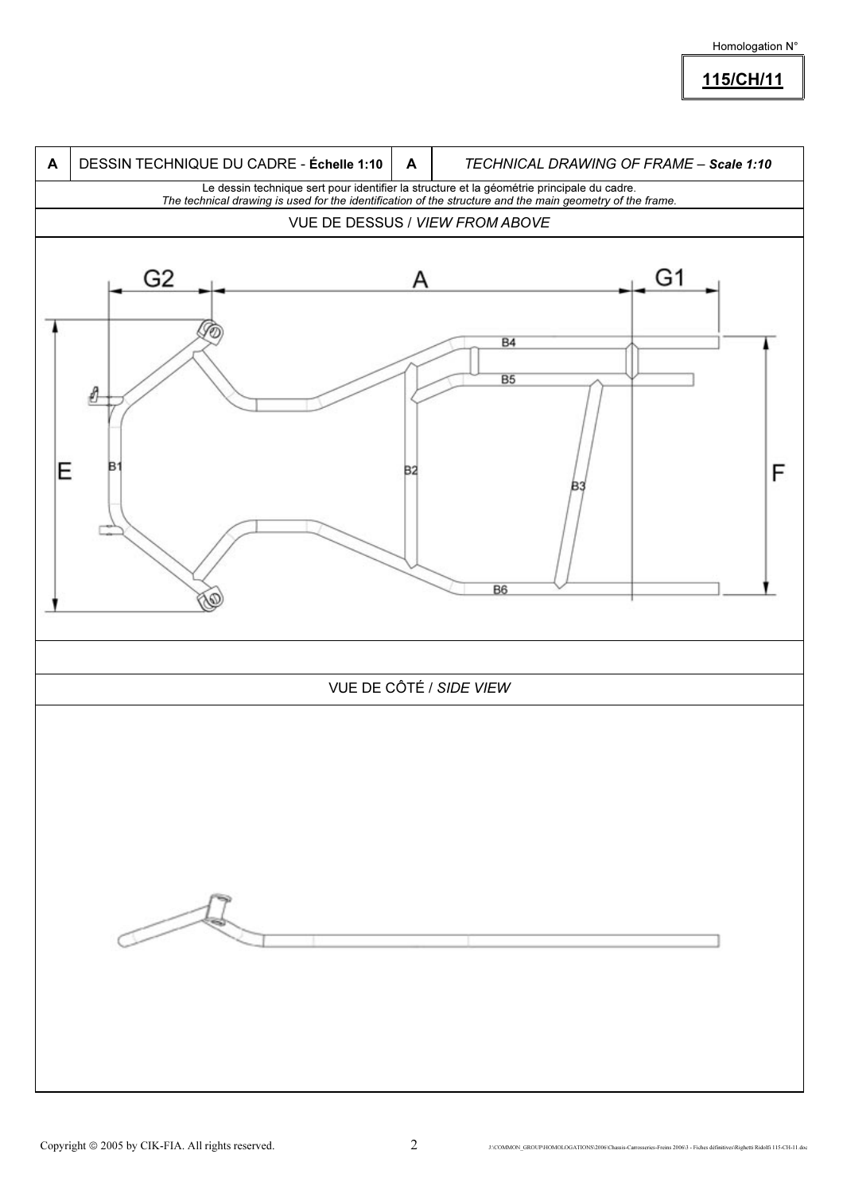Homologation N°

**115/CH/11**

| A | DESSIN TECHNIQUE DU CADRE - **Échelle 1:10** | A | *TECHNICAL DRAWING OF FRAME – Scale 1:10* |
|---|---|---|---|

Le dessin technique sert pour identifier la structure et la géométrie principale du cadre.
*The technical drawing is used for the identification of the structure and the main geometry of the frame.*

VUE DE DESSUS / *VIEW FROM ABOVE*

G2 A G1

E B1 B2 B3 B4 B5 B6 F

VUE DE CÔTÉ / *SIDE VIEW*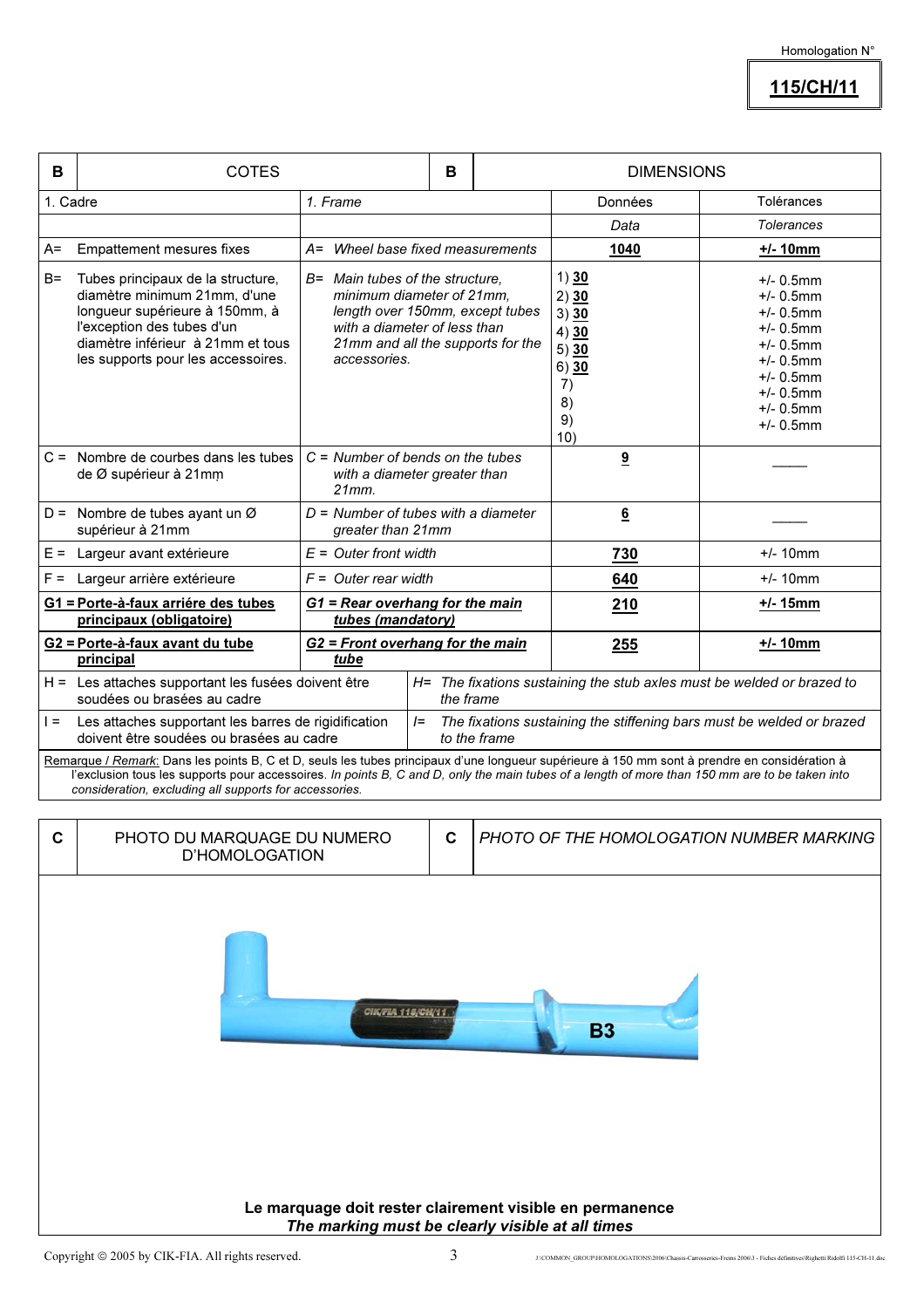Homologation N°

**115/CH/11**

| B | COTES | | B | DIMENSIONS | |
|---|---|---|---|---|---|
| 1. Cadre | | *1. Frame* | | Données | Tolérances |
| | | | | *Data* | *Tolerances* |
| A= | Empattement mesures fixes | *A= Wheel base fixed measurements* | | **1040** | **+/- 10mm** |
| B= | Tubes principaux de la structure, diamètre minimum 21mm, d'une longueur supérieure à 150mm, à l'exception des tubes d'un diamètre inférieur à 21mm et tous les supports pour les accessoires. | *B= Main tubes of the structure, minimum diameter of 21mm, length over 150mm, except tubes with a diameter of less than 21mm and all the supports for the accessories.* | | 1) **30**<br>2) **30**<br>3) **30**<br>4) **30**<br>5) **30**<br>6) **30**<br>7)<br>8)<br>9)<br>10) | +/- 0.5mm<br>+/- 0.5mm<br>+/- 0.5mm<br>+/- 0.5mm<br>+/- 0.5mm<br>+/- 0.5mm<br>+/- 0.5mm<br>+/- 0.5mm<br>+/- 0.5mm<br>+/- 0.5mm |
| C = | Nombre de courbes dans les tubes de Ø supérieur à 21mm | *C = Number of bends on the tubes with a diameter greater than 21mm.* | | **9** | \_\_\_\_ |
| D = | Nombre de tubes ayant un Ø supérieur à 21mm | *D = Number of tubes with a diameter greater than 21mm* | | **6** | \_\_\_\_ |
| E = | Largeur avant extérieure | *E = Outer front width* | | **730** | +/- 10mm |
| F = | Largeur arrière extérieure | *F = Outer rear width* | | **640** | +/- 10mm |
| **G1 =** | **Porte-à-faux arrière des tubes principaux (obligatoire)** | ***G1 = Rear overhang for the main tubes (mandatory)*** | | **210** | **+/- 15mm** |
| **G2 =** | **Porte-à-faux avant du tube principal** | ***G2 = Front overhang for the main tube*** | | **255** | **+/- 10mm** |
| H = | Les attaches supportant les fusées doivent être soudées ou brasées au cadre | | *H= The fixations sustaining the stub axles must be welded or brazed to the frame* | | |
| I = | Les attaches supportant les barres de rigidification doivent être soudées ou brasées au cadre | | *I= The fixations sustaining the stiffening bars must be welded or brazed to the frame* | | |

Remarque / *Remark*: Dans les points B, C et D, seuls les tubes principaux d'une longueur supérieure à 150 mm sont à prendre en considération à l'exclusion tous les supports pour accessoires. *In points B, C and D, only the main tubes of a length of more than 150 mm are to be taken into consideration, excluding all supports for accessories.*

| C | PHOTO DU MARQUAGE DU NUMERO D'HOMOLOGATION | C | *PHOTO OF THE HOMOLOGATION NUMBER MARKING* |
|---|---|---|---|

CIK/FIA 115/CH/11

B3

**Le marquage doit rester clairement visible en permanence**
***The marking must be clearly visible at all times***

Copyright © 2005 by CIK-FIA. All rights reserved.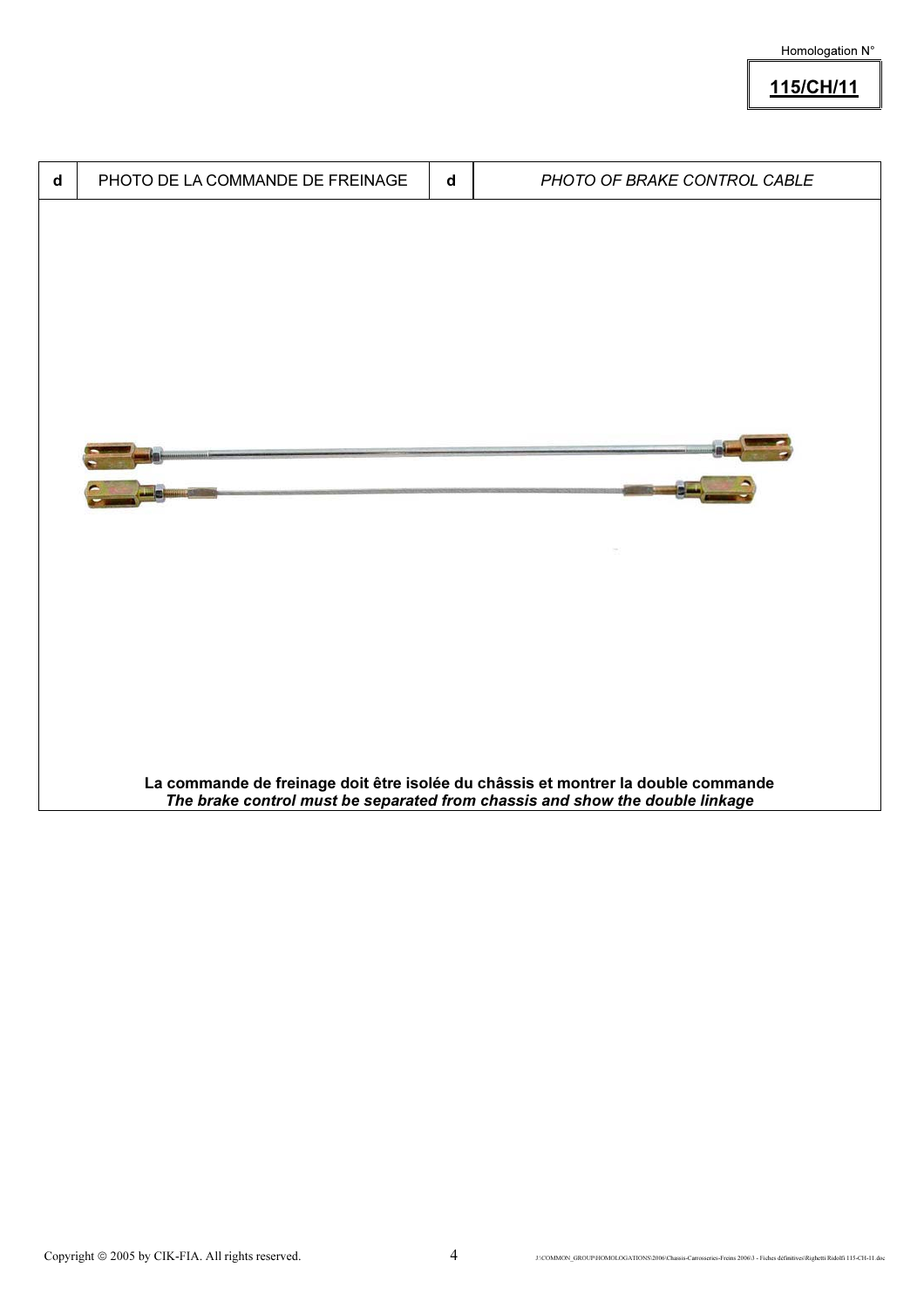Homologation N°

**115/CH/11**

| d | PHOTO DE LA COMMANDE DE FREINAGE | d | *PHOTO OF BRAKE CONTROL CABLE* |
|---|---|---|---|

**La commande de freinage doit être isolée du châssis et montrer la double commande**
***The brake control must be separated from chassis and show the double linkage***

Copyright © 2005 by CIK-FIA. All rights reserved.